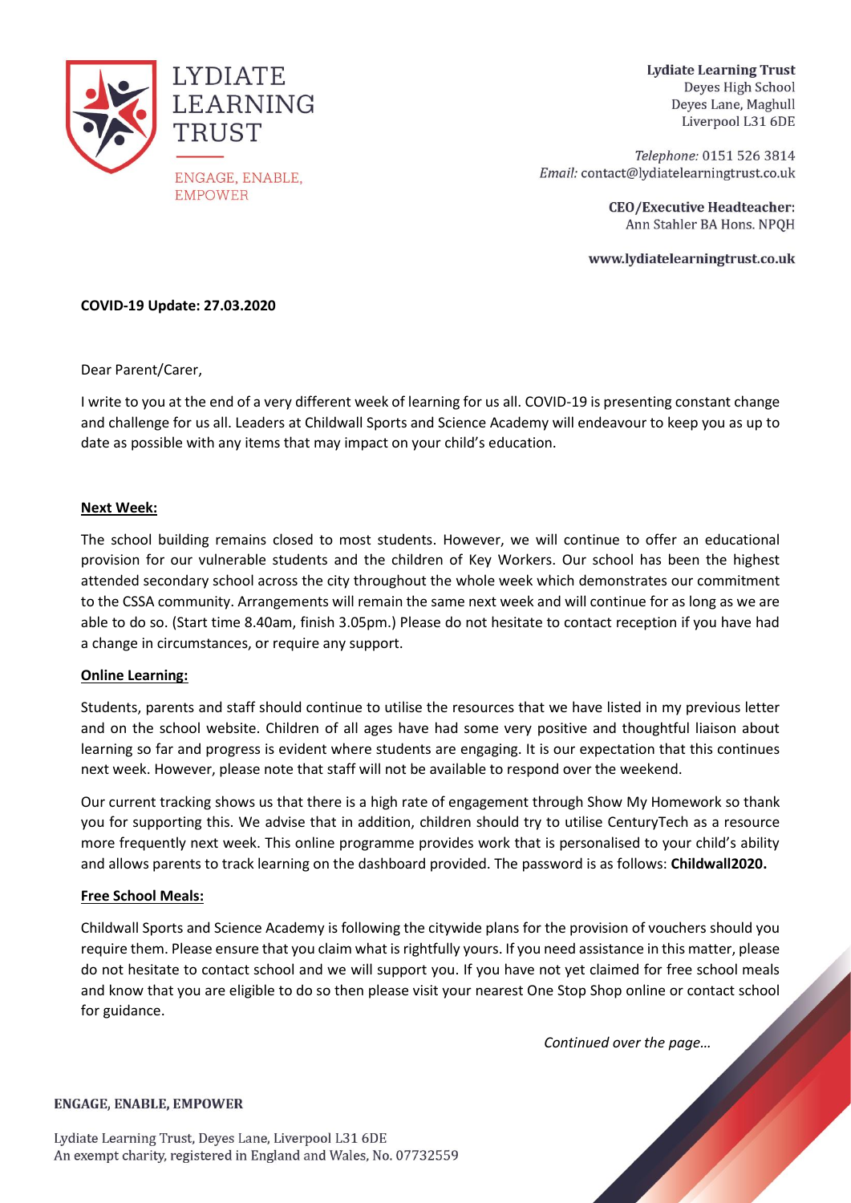LYDIATE LEARNING TRUST

ENGAGE, ENABLE, EMPOWER

**Lydiate Learning Trust**
Deyes High School
Deyes Lane, Maghull
Liverpool L31 6DE

*Telephone:* 0151 526 3814
*Email:* contact@lydiatelearningtrust.co.uk

**CEO/Executive Headteacher:**
Ann Stahler BA Hons. NPQH

**www.lydiatelearningtrust.co.uk**

**COVID-19 Update: 27.03.2020**

Dear Parent/Carer,

I write to you at the end of a very different week of learning for us all. COVID-19 is presenting constant change and challenge for us all. Leaders at Childwall Sports and Science Academy will endeavour to keep you as up to date as possible with any items that may impact on your child's education.

**Next Week:**

The school building remains closed to most students. However, we will continue to offer an educational provision for our vulnerable students and the children of Key Workers. Our school has been the highest attended secondary school across the city throughout the whole week which demonstrates our commitment to the CSSA community. Arrangements will remain the same next week and will continue for as long as we are able to do so. (Start time 8.40am, finish 3.05pm.) Please do not hesitate to contact reception if you have had a change in circumstances, or require any support.

**Online Learning:**

Students, parents and staff should continue to utilise the resources that we have listed in my previous letter and on the school website. Children of all ages have had some very positive and thoughtful liaison about learning so far and progress is evident where students are engaging. It is our expectation that this continues next week. However, please note that staff will not be available to respond over the weekend.

Our current tracking shows us that there is a high rate of engagement through Show My Homework so thank you for supporting this. We advise that in addition, children should try to utilise CenturyTech as a resource more frequently next week. This online programme provides work that is personalised to your child's ability and allows parents to track learning on the dashboard provided. The password is as follows: **Childwall2020.**

**Free School Meals:**

Childwall Sports and Science Academy is following the citywide plans for the provision of vouchers should you require them. Please ensure that you claim what is rightfully yours. If you need assistance in this matter, please do not hesitate to contact school and we will support you. If you have not yet claimed for free school meals and know that you are eligible to do so then please visit your nearest One Stop Shop online or contact school for guidance.

*Continued over the page…*

**ENGAGE, ENABLE, EMPOWER**

Lydiate Learning Trust, Deyes Lane, Liverpool L31 6DE
An exempt charity, registered in England and Wales, No. 07732559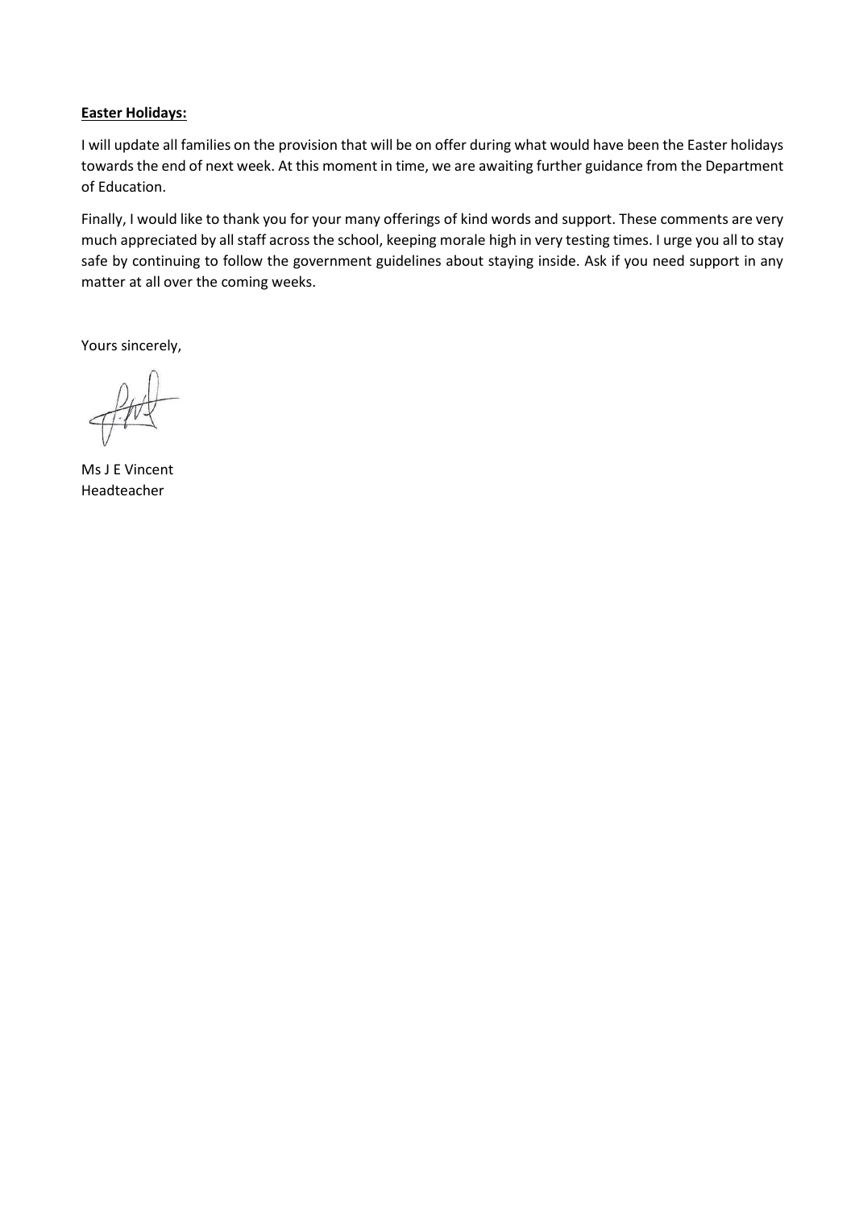**Easter Holidays:**

I will update all families on the provision that will be on offer during what would have been the Easter holidays towards the end of next week. At this moment in time, we are awaiting further guidance from the Department of Education.

Finally, I would like to thank you for your many offerings of kind words and support. These comments are very much appreciated by all staff across the school, keeping morale high in very testing times. I urge you all to stay safe by continuing to follow the government guidelines about staying inside. Ask if you need support in any matter at all over the coming weeks.

Yours sincerely,

Ms J E Vincent
Headteacher